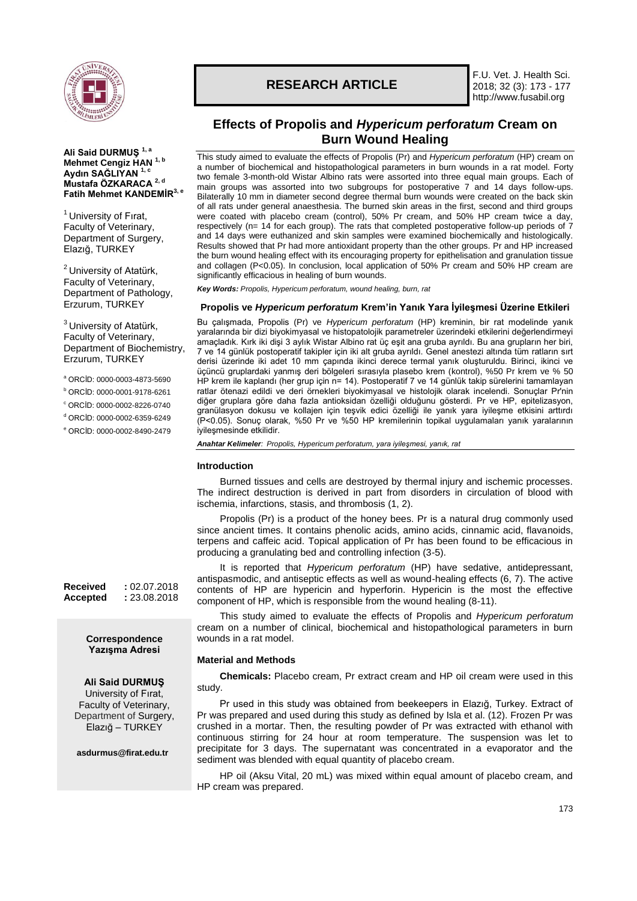**RESEARCH ARTICLE**

# Effects of Propolis and *Hypericum perforatum* Cream on Burn Wound Healing

**Ali Said DURMUŞ** [1, a]
**Mehmet Cengiz HAN** [1, b]
**Aydın SAĞLIYAN** [1, c]
**Mustafa ÖZKARACA** [2, d]
**Fatih Mehmet KANDEMİR** [3, e]

[1] University of Fırat, Faculty of Veterinary, Department of Surgery, Elazığ, TURKEY

[2] University of Atatürk, Faculty of Veterinary, Department of Pathology, Erzurum, TURKEY

[3] University of Atatürk, Faculty of Veterinary, Department of Biochemistry, Erzurum, TURKEY

[a] ORCİD: 0000-0003-4873-5690
[b] ORCİD: 0000-0001-9178-6261
[c] ORCİD: 0000-0002-8226-0740
[d] ORCİD: 0000-0002-6359-6249
[e] ORCİD: 0000-0002-8490-2479

This study aimed to evaluate the effects of Propolis (Pr) and *Hypericum perforatum* (HP) cream on a number of biochemical and histopathological parameters in burn wounds in a rat model. Forty two female 3-month-old Wistar Albino rats were assorted into three equal main groups. Each of main groups was assorted into two subgroups for postoperative 7 and 14 days follow-ups. Bilaterally 10 mm in diameter second degree thermal burn wounds were created on the back skin of all rats under general anaesthesia. The burned skin areas in the first, second and third groups were coated with placebo cream (control), 50% Pr cream, and 50% HP cream twice a day, respectively (n= 14 for each group). The rats that completed postoperative follow-up periods of 7 and 14 days were euthanized and skin samples were examined biochemically and histologically. Results showed that Pr had more antioxidant property than the other groups. Pr and HP increased the burn wound healing effect with its encouraging property for epithelisation and granulation tissue and collagen (P<0.05). In conclusion, local application of 50% Pr cream and 50% HP cream are significantly efficacious in healing of burn wounds.

***Key Words:*** *Propolis, Hypericum perforatum, wound healing, burn, rat*

### Propolis ve *Hypericum perforatum* Krem'in Yanık Yara İyileşmesi Üzerine Etkileri

Bu çalışmada, Propolis (Pr) ve *Hypericum perforatum* (HP) kreminin, bir rat modelinde yanık yaralarında bir dizi biyokimyasal ve histopatolojik parametreler üzerindeki etkilerini değerlendirmeyi amaçladık. Kırk iki dişi 3 aylık Wistar Albino rat üç eşit ana gruba ayrıldı. Bu ana grupların her biri, 7 ve 14 günlük postoperatif takipler için iki alt gruba ayrıldı. Genel anestezi altında tüm ratların sırt derisi üzerinde iki adet 10 mm çapında ikinci derece termal yanık oluşturuldu. Birinci, ikinci ve üçüncü gruplardaki yanmış deri bölgeleri sırasıyla plasebo krem (kontrol), %50 Pr krem ve % 50 HP krem ile kaplandı (her grup için n= 14). Postoperatif 7 ve 14 günlük takip sürelerini tamamlayan ratlar ötenazi edildi ve deri örnekleri biyokimyasal ve histolojik olarak incelendi. Sonuçlar Pr'nin diğer gruplara göre daha fazla antioksidan özelliği olduğunu gösterdi. Pr ve HP, epitelizasyon, granülasyon dokusu ve kollajen için teşvik edici özelliği ile yanık yara iyileşme etkisini arttırdı (P<0.05). Sonuç olarak, %50 Pr ve %50 HP kremilerinin topikal uygulamaları yanık yaralarının iyileşmesinde etkilidir.

***Anahtar Kelimeler****: Propolis, Hypericum perforatum, yara iyileşmesi, yanık, rat*

### Introduction

Burned tissues and cells are destroyed by thermal injury and ischemic processes. The indirect destruction is derived in part from disorders in circulation of blood with ischemia, infarctions, stasis, and thrombosis (1, 2).

Propolis (Pr) is a product of the honey bees. Pr is a natural drug commonly used since ancient times. It contains phenolic acids, amino acids, cinnamic acid, flavanoids, terpens and caffeic acid. Topical application of Pr has been found to be efficacious in producing a granulating bed and controlling infection (3-5).

It is reported that *Hypericum perforatum* (HP) have sedative, antidepressant, antispasmodic, and antiseptic effects as well as wound-healing effects (6, 7). The active contents of HP are hypericin and hyperforin. Hypericin is the most the effective component of HP, which is responsible from the wound healing (8-11).

This study aimed to evaluate the effects of Propolis and *Hypericum perforatum* cream on a number of clinical, biochemical and histopathological parameters in burn wounds in a rat model.

### Material and Methods

**Chemicals:** Placebo cream, Pr extract cream and HP oil cream were used in this study.

Pr used in this study was obtained from beekeepers in Elazığ, Turkey. Extract of Pr was prepared and used during this study as defined by Isla et al. (12). Frozen Pr was crushed in a mortar. Then, the resulting powder of Pr was extracted with ethanol with continuous stirring for 24 hour at room temperature. The suspension was let to precipitate for 3 days. The supernatant was concentrated in a evaporator and the sediment was blended with equal quantity of placebo cream.

HP oil (Aksu Vital, 20 mL) was mixed within equal amount of placebo cream, and HP cream was prepared.

**Received** : 02.07.2018
**Accepted** : 23.08.2018

**Correspondence**
**Yazışma Adresi**

**Ali Said DURMUŞ**
University of Fırat,
Faculty of Veterinary,
Department of Surgery,
Elazığ – TURKEY

**asdurmus@firat.edu.tr**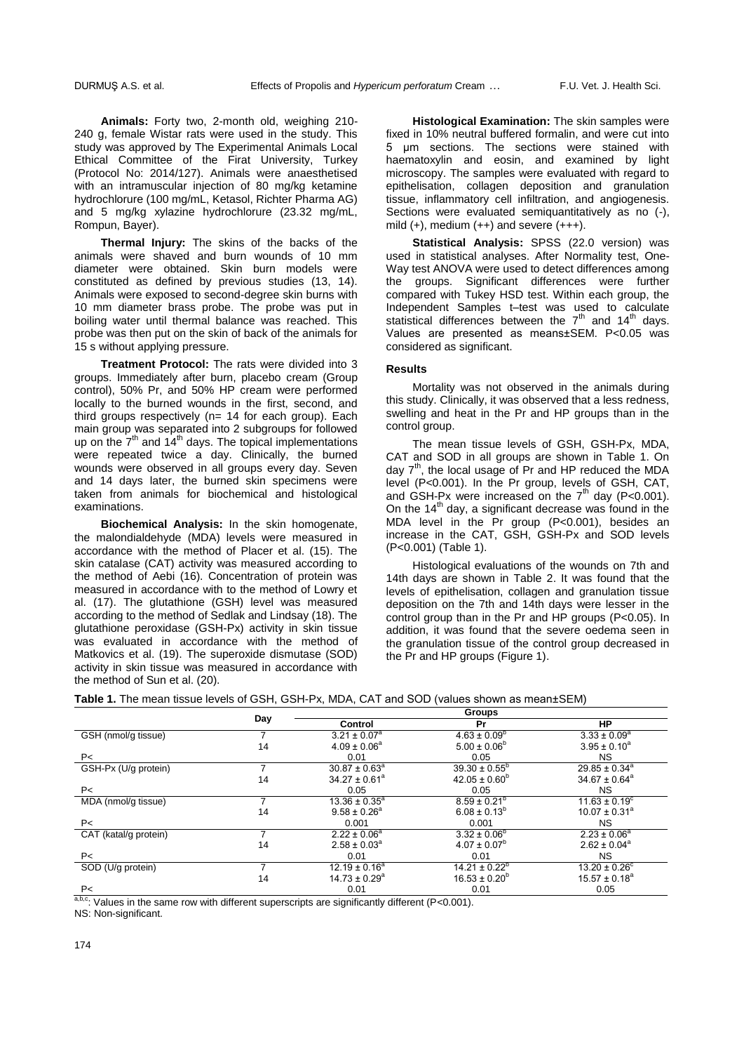**Animals:** Forty two, 2-month old, weighing 210-240 g, female Wistar rats were used in the study. This study was approved by The Experimental Animals Local Ethical Committee of the Firat University, Turkey (Protocol No: 2014/127). Animals were anaesthetised with an intramuscular injection of 80 mg/kg ketamine hydrochlorure (100 mg/mL, Ketasol, Richter Pharma AG) and 5 mg/kg xylazine hydrochlorure (23.32 mg/mL, Rompun, Bayer).

**Thermal Injury:** The skins of the backs of the animals were shaved and burn wounds of 10 mm diameter were obtained. Skin burn models were constituted as defined by previous studies (13, 14). Animals were exposed to second-degree skin burns with 10 mm diameter brass probe. The probe was put in boiling water until thermal balance was reached. This probe was then put on the skin of back of the animals for 15 s without applying pressure.

**Treatment Protocol:** The rats were divided into 3 groups. Immediately after burn, placebo cream (Group control), 50% Pr, and 50% HP cream were performed locally to the burned wounds in the first, second, and third groups respectively (n= 14 for each group). Each main group was separated into 2 subgroups for followed up on the 7th and 14th days. The topical implementations were repeated twice a day. Clinically, the burned wounds were observed in all groups every day. Seven and 14 days later, the burned skin specimens were taken from animals for biochemical and histological examinations.

**Biochemical Analysis:** In the skin homogenate, the malondialdehyde (MDA) levels were measured in accordance with the method of Placer et al. (15). The skin catalase (CAT) activity was measured according to the method of Aebi (16). Concentration of protein was measured in accordance with to the method of Lowry et al. (17). The glutathione (GSH) level was measured according to the method of Sedlak and Lindsay (18). The glutathione peroxidase (GSH-Px) activity in skin tissue was evaluated in accordance with the method of Matkovics et al. (19). The superoxide dismutase (SOD) activity in skin tissue was measured in accordance with the method of Sun et al. (20).

**Histological Examination:** The skin samples were fixed in 10% neutral buffered formalin, and were cut into 5 µm sections. The sections were stained with haematoxylin and eosin, and examined by light microscopy. The samples were evaluated with regard to epithelisation, collagen deposition and granulation tissue, inflammatory cell infiltration, and angiogenesis. Sections were evaluated semiquantitatively as no (-), mild (+), medium (++) and severe (+++).

**Statistical Analysis:** SPSS (22.0 version) was used in statistical analyses. After Normality test, One-Way test ANOVA were used to detect differences among the groups. Significant differences were further compared with Tukey HSD test. Within each group, the Independent Samples t–test was used to calculate statistical differences between the 7th and 14th days. Values are presented as means±SEM. $P<0.05$ was considered as significant.

## Results

Mortality was not observed in the animals during this study. Clinically, it was observed that a less redness, swelling and heat in the Pr and HP groups than in the control group.

The mean tissue levels of GSH, GSH-Px, MDA, CAT and SOD in all groups are shown in Table 1. On day 7th, the local usage of Pr and HP reduced the MDA level ($P<0.001$). In the Pr group, levels of GSH, CAT, and GSH-Px were increased on the 7th day ($P<0.001$). On the 14th day, a significant decrease was found in the MDA level in the Pr group ($P<0.001$), besides an increase in the CAT, GSH, GSH-Px and SOD levels ($P<0.001$) (Table 1).

Histological evaluations of the wounds on 7th and 14th days are shown in Table 2. It was found that the levels of epithelisation, collagen and granulation tissue deposition on the 7th and 14th days were lesser in the control group than in the Pr and HP groups ($P<0.05$). In addition, it was found that the severe oedema seen in the granulation tissue of the control group decreased in the Pr and HP groups (Figure 1).

**Table 1.** The mean tissue levels of GSH, GSH-Px, MDA, CAT and SOD (values shown as mean±SEM)

| | Day | Groups | | |
|---|---|---|---|---|
| | | Control | Pr | HP |
| GSH (nmol/g tissue) | 7 | $3.21 \pm 0.07^a$ | $4.63 \pm 0.09^b$ | $3.33 \pm 0.09^a$ |
| | 14 | $4.09 \pm 0.06^a$ | $5.00 \pm 0.06^b$ | $3.95 \pm 0.10^a$ |
| P< | | 0.01 | 0.05 | NS |
| GSH-Px (U/g protein) | 7 | $30.87 \pm 0.63^a$ | $39.30 \pm 0.55^b$ | $29.85 \pm 0.34^a$ |
| | 14 | $34.27 \pm 0.61^a$ | $42.05 \pm 0.60^b$ | $34.67 \pm 0.64^a$ |
| P< | | 0.05 | 0.05 | NS |
| MDA (nmol/g tissue) | 7 | $13.36 \pm 0.35^a$ | $8.59 \pm 0.21^b$ | $11.63 \pm 0.19^c$ |
| | 14 | $9.58 \pm 0.26^a$ | $6.08 \pm 0.13^b$ | $10.07 \pm 0.31^a$ |
| P< | | 0.001 | 0.001 | NS |
| CAT (katal/g protein) | 7 | $2.22 \pm 0.06^a$ | $3.32 \pm 0.06^b$ | $2.23 \pm 0.06^a$ |
| | 14 | $2.58 \pm 0.03^a$ | $4.07 \pm 0.07^b$ | $2.62 \pm 0.04^a$ |
| P< | | 0.01 | 0.01 | NS |
| SOD (U/g protein) | 7 | $12.19 \pm 0.16^a$ | $14.21 \pm 0.22^b$ | $13.20 \pm 0.26^c$ |
| | 14 | $14.73 \pm 0.29^a$ | $16.53 \pm 0.20^b$ | $15.57 \pm 0.18^a$ |
| P< | | 0.01 | 0.01 | 0.05 |

a,b,c: Values in the same row with different superscripts are significantly different ($P<0.001$).

NS: Non-significant.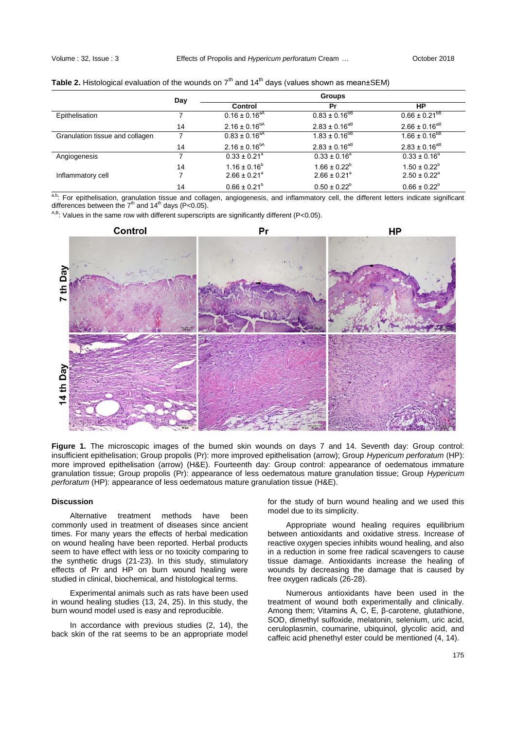**Table 2.** Histological evaluation of the wounds on 7th and 14th days (values shown as mean±SEM)

| | Day | Groups | | |
|---|---|---|---|---|
| | | Control | Pr | HP |
| Epithelisation | 7 | $0.16 \pm 0.16^{aA}$ | $0.83 \pm 0.16^{bB}$ | $0.66 \pm 0.21^{bB}$ |
| | 14 | $2.16 \pm 0.16^{bA}$ | $2.83 \pm 0.16^{aB}$ | $2.66 \pm 0.16^{aB}$ |
| Granulation tissue and collagen | 7 | $0.83 \pm 0.16^{aA}$ | $1.83 \pm 0.16^{bB}$ | $1.66 \pm 0.16^{bB}$ |
| | 14 | $2.16 \pm 0.16^{bA}$ | $2.83 \pm 0.16^{aB}$ | $2.83 \pm 0.16^{aB}$ |
| Angiogenesis | 7 | $0.33 \pm 0.21^{a}$ | $0.33 \pm 0.16^{a}$ | $0.33 \pm 0.16^{a}$ |
| | 14 | $1.16 \pm 0.16^{b}$ | $1.66 \pm 0.22^{b}$ | $1.50 \pm 0.22^{b}$ |
| Inflammatory cell | 7 | $2.66 \pm 0.21^{a}$ | $2.66 \pm 0.21^{a}$ | $2.50 \pm 0.22^{a}$ |
| | 14 | $0.66 \pm 0.21^{b}$ | $0.50 \pm 0.22^{b}$ | $0.66 \pm 0.22^{b}$ |

a,b: For epithelisation, granulation tissue and collagen, angiogenesis, and inflammatory cell, the different letters indicate significant differences between the 7th and 14th days ($P<0.05$).

A,B: Values in the same row with different superscripts are significantly different ($P<0.05$).

**Figure 1.** The microscopic images of the burned skin wounds on days 7 and 14. Seventh day: Group control: insufficient epithelisation; Group propolis (Pr): more improved epithelisation (arrow); Group *Hypericum perforatum* (HP): more improved epithelisation (arrow) (H&E). Fourteenth day: Group control: appearance of oedematous immature granulation tissue; Group propolis (Pr): appearance of less oedematous mature granulation tissue; Group *Hypericum perforatum* (HP): appearance of less oedematous mature granulation tissue (H&E).

## Discussion

Alternative treatment methods have been commonly used in treatment of diseases since ancient times. For many years the effects of herbal medication on wound healing have been reported. Herbal products seem to have effect with less or no toxicity comparing to the synthetic drugs (21-23). In this study, stimulatory effects of Pr and HP on burn wound healing were studied in clinical, biochemical, and histological terms.

Experimental animals such as rats have been used in wound healing studies (13, 24, 25). In this study, the burn wound model used is easy and reproducible.

In accordance with previous studies (2, 14), the back skin of the rat seems to be an appropriate model for the study of burn wound healing and we used this model due to its simplicity.

Appropriate wound healing requires equilibrium between antioxidants and oxidative stress. Increase of reactive oxygen species inhibits wound healing, and also in a reduction in some free radical scavengers to cause tissue damage. Antioxidants increase the healing of wounds by decreasing the damage that is caused by free oxygen radicals (26-28).

Numerous antioxidants have been used in the treatment of wound both experimentally and clinically. Among them; Vitamins A, C, E, β-carotene, glutathione, SOD, dimethyl sulfoxide, melatonin, selenium, uric acid, ceruloplasmin, coumarine, ubiquinol, glycolic acid, and caffeic acid phenethyl ester could be mentioned (4, 14).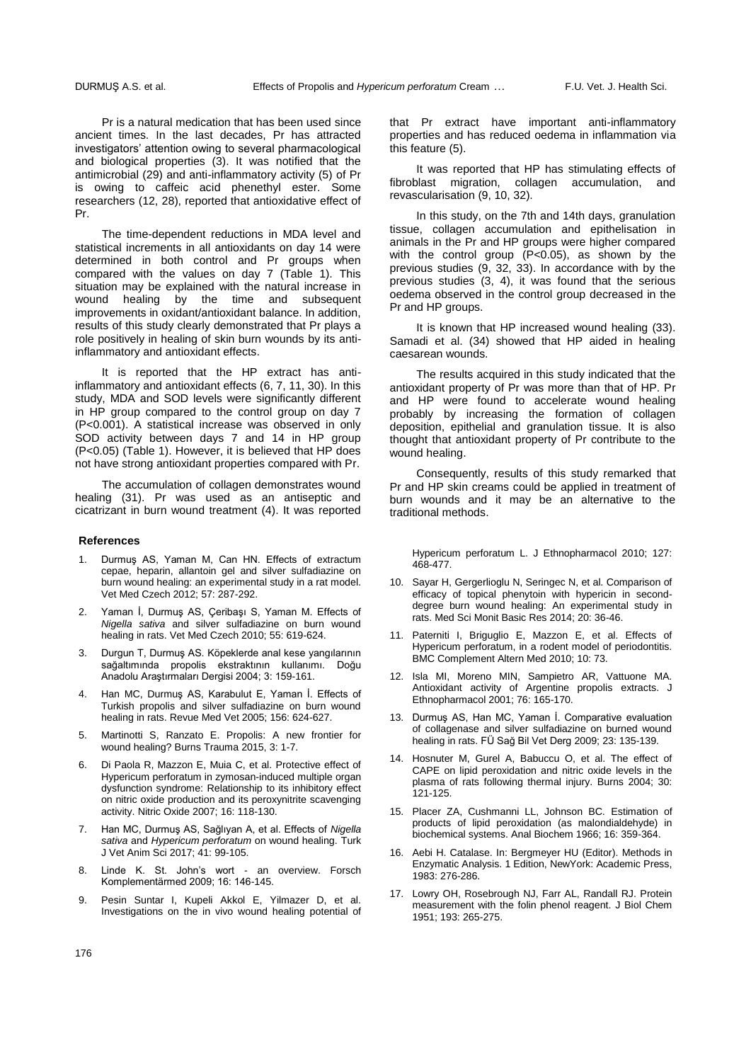Pr is a natural medication that has been used since ancient times. In the last decades, Pr has attracted investigators' attention owing to several pharmacological and biological properties (3). It was notified that the antimicrobial (29) and anti-inflammatory activity (5) of Pr is owing to caffeic acid phenethyl ester. Some researchers (12, 28), reported that antioxidative effect of Pr.

The time-dependent reductions in MDA level and statistical increments in all antioxidants on day 14 were determined in both control and Pr groups when compared with the values on day 7 (Table 1). This situation may be explained with the natural increase in wound healing by the time and subsequent improvements in oxidant/antioxidant balance. In addition, results of this study clearly demonstrated that Pr plays a role positively in healing of skin burn wounds by its anti-inflammatory and antioxidant effects.

It is reported that the HP extract has anti-inflammatory and antioxidant effects (6, 7, 11, 30). In this study, MDA and SOD levels were significantly different in HP group compared to the control group on day 7 ($P<0.001$). A statistical increase was observed in only SOD activity between days 7 and 14 in HP group ($P<0.05$) (Table 1). However, it is believed that HP does not have strong antioxidant properties compared with Pr.

The accumulation of collagen demonstrates wound healing (31). Pr was used as an antiseptic and cicatrizant in burn wound treatment (4). It was reported that Pr extract have important anti-inflammatory properties and has reduced oedema in inflammation via this feature (5).

It was reported that HP has stimulating effects of fibroblast migration, collagen accumulation, and revascularisation (9, 10, 32).

In this study, on the 7th and 14th days, granulation tissue, collagen accumulation and epithelisation in animals in the Pr and HP groups were higher compared with the control group ($P<0.05$), as shown by the previous studies (9, 32, 33). In accordance with by the previous studies (3, 4), it was found that the serious oedema observed in the control group decreased in the Pr and HP groups.

It is known that HP increased wound healing (33). Samadi et al. (34) showed that HP aided in healing caesarean wounds.

The results acquired in this study indicated that the antioxidant property of Pr was more than that of HP. Pr and HP were found to accelerate wound healing probably by increasing the formation of collagen deposition, epithelial and granulation tissue. It is also thought that antioxidant property of Pr contribute to the wound healing.

Consequently, results of this study remarked that Pr and HP skin creams could be applied in treatment of burn wounds and it may be an alternative to the traditional methods.

## References

1. Durmuş AS, Yaman M, Can HN. Effects of extractum cepae, heparin, allantoin gel and silver sulfadiazine on burn wound healing: an experimental study in a rat model. Vet Med Czech 2012; 57: 287-292.
2. Yaman İ, Durmuş AS, Çeribaşı S, Yaman M. Effects of *Nigella sativa* and silver sulfadiazine on burn wound healing in rats. Vet Med Czech 2010; 55: 619-624.
3. Durgun T, Durmuş AS. Köpeklerde anal kese yangılarının sağaltımında propolis ekstraktının kullanımı. Doğu Anadolu Araştırmaları Dergisi 2004; 3: 159-161.
4. Han MC, Durmuş AS, Karabulut E, Yaman İ. Effects of Turkish propolis and silver sulfadiazine on burn wound healing in rats. Revue Med Vet 2005; 156: 624-627.
5. Martinotti S, Ranzato E. Propolis: A new frontier for wound healing? Burns Trauma 2015, 3: 1-7.
6. Di Paola R, Mazzon E, Muia C, et al. Protective effect of Hypericum perforatum in zymosan-induced multiple organ dysfunction syndrome: Relationship to its inhibitory effect on nitric oxide production and its peroxynitrite scavenging activity. Nitric Oxide 2007; 16: 118-130.
7. Han MC, Durmuş AS, Sağlıyan A, et al. Effects of *Nigella sativa* and *Hypericum perforatum* on wound healing. Turk J Vet Anim Sci 2017; 41: 99-105.
8. Linde K. St. John's wort - an overview. Forsch Komplementärmed 2009; 16: 146-145.
9. Pesin Suntar I, Kupeli Akkol E, Yilmazer D, et al. Investigations on the in vivo wound healing potential of Hypericum perforatum L. J Ethnopharmacol 2010; 127: 468-477.
10. Sayar H, Gergerlioglu N, Seringec N, et al. Comparison of efficacy of topical phenytoin with hypericin in second-degree burn wound healing: An experimental study in rats. Med Sci Monit Basic Res 2014; 20: 36-46.
11. Paterniti I, Briguglio E, Mazzon E, et al. Effects of Hypericum perforatum, in a rodent model of periodontitis. BMC Complement Altern Med 2010; 10: 73.
12. Isla MI, Moreno MIN, Sampietro AR, Vattuone MA. Antioxidant activity of Argentine propolis extracts. J Ethnopharmacol 2001; 76: 165-170.
13. Durmuş AS, Han MC, Yaman İ. Comparative evaluation of collagenase and silver sulfadiazine on burned wound healing in rats. FÜ Sağ Bil Vet Derg 2009; 23: 135-139.
14. Hosnuter M, Gurel A, Babuccu O, et al. The effect of CAPE on lipid peroxidation and nitric oxide levels in the plasma of rats following thermal injury. Burns 2004; 30: 121-125.
15. Placer ZA, Cushmanni LL, Johnson BC. Estimation of products of lipid peroxidation (as malondialdehyde) in biochemical systems. Anal Biochem 1966; 16: 359-364.
16. Aebi H. Catalase. In: Bergmeyer HU (Editor). Methods in Enzymatic Analysis. 1 Edition, NewYork: Academic Press, 1983: 276-286.
17. Lowry OH, Rosebrough NJ, Farr AL, Randall RJ. Protein measurement with the folin phenol reagent. J Biol Chem 1951; 193: 265-275.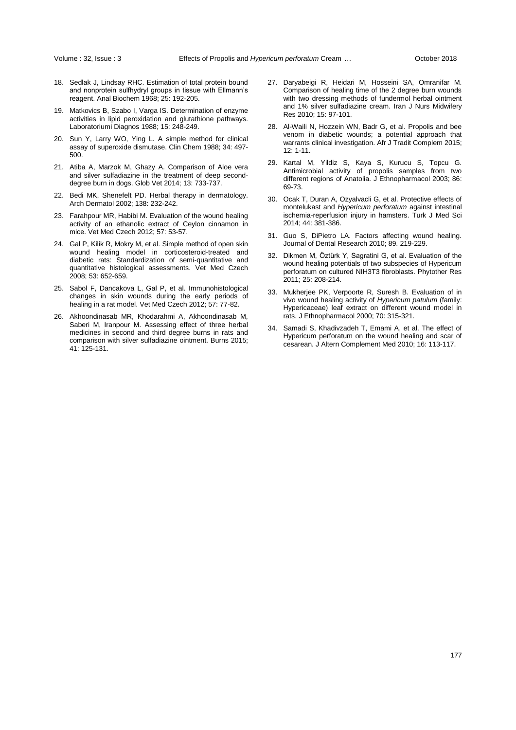18. Sedlak J, Lindsay RHC. Estimation of total protein bound and nonprotein sulfhydryl groups in tissue with Ellmann's reagent. Anal Biochem 1968; 25: 192-205.

19. Matkovics B, Szabo I, Varga IS. Determination of enzyme activities in lipid peroxidation and glutathione pathways. Laboratoriumi Diagnos 1988; 15: 248-249.

20. Sun Y, Larry WO, Ying L. A simple method for clinical assay of superoxide dismutase. Clin Chem 1988; 34: 497-500.

21. Atiba A, Marzok M, Ghazy A. Comparison of Aloe vera and silver sulfadiazine in the treatment of deep second-degree burn in dogs. Glob Vet 2014; 13: 733-737.

22. Bedi MK, Shenefelt PD. Herbal therapy in dermatology. Arch Dermatol 2002; 138: 232-242.

23. Farahpour MR, Habibi M. Evaluation of the wound healing activity of an ethanolic extract of Ceylon cinnamon in mice. Vet Med Czech 2012; 57: 53-57.

24. Gal P, Kilik R, Mokry M, et al. Simple method of open skin wound healing model in corticosteroid-treated and diabetic rats: Standardization of semi-quantitative and quantitative histological assessments. Vet Med Czech 2008; 53: 652-659.

25. Sabol F, Dancakova L, Gal P, et al. Immunohistological changes in skin wounds during the early periods of healing in a rat model. Vet Med Czech 2012; 57: 77-82.

26. Akhoondinasab MR, Khodarahmi A, Akhoondinasab M, Saberi M, Iranpour M. Assessing effect of three herbal medicines in second and third degree burns in rats and comparison with silver sulfadiazine ointment. Burns 2015; 41: 125-131.

27. Daryabeigi R, Heidari M, Hosseini SA, Omranifar M. Comparison of healing time of the 2 degree burn wounds with two dressing methods of fundermol herbal ointment and 1% silver sulfadiazine cream. Iran J Nurs Midwifery Res 2010; 15: 97-101.

28. Al-Waili N, Hozzein WN, Badr G, et al. Propolis and bee venom in diabetic wounds; a potential approach that warrants clinical investigation. Afr J Tradit Complem 2015; 12: 1-11.

29. Kartal M, Yildiz S, Kaya S, Kurucu S, Topcu G. Antimicrobial activity of propolis samples from two different regions of Anatolia. J Ethnopharmacol 2003; 86: 69-73.

30. Ocak T, Duran A, Ozyalvacli G, et al. Protective effects of montelukast and *Hypericum perforatum* against intestinal ischemia-reperfusion injury in hamsters. Turk J Med Sci 2014; 44: 381-386.

31. Guo S, DiPietro LA. Factors affecting wound healing. Journal of Dental Research 2010; 89. 219-229.

32. Dikmen M, Öztürk Y, Sagratini G, et al. Evaluation of the wound healing potentials of two subspecies of Hypericum perforatum on cultured NIH3T3 fibroblasts. Phytother Res 2011; 25: 208-214.

33. Mukherjee PK, Verpoorte R, Suresh B. Evaluation of in vivo wound healing activity of *Hypericum patulum* (family: Hypericaceae) leaf extract on different wound model in rats. J Ethnopharmacol 2000; 70: 315-321.

34. Samadi S, Khadivzadeh T, Emami A, et al. The effect of Hypericum perforatum on the wound healing and scar of cesarean. J Altern Complement Med 2010; 16: 113-117.